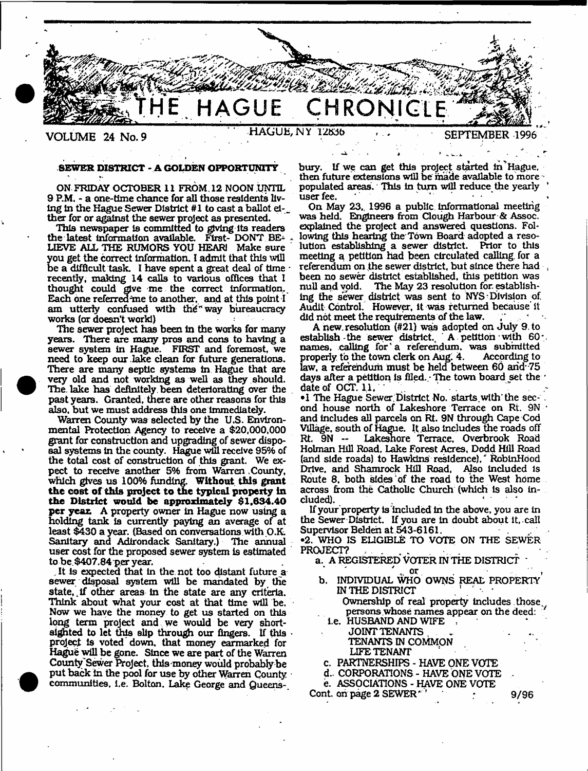# THE HAGUE CHRONICLE

VOLUME 24 No. 9 — HAGUE, NY 12836 — SEPTEMBER 1996

## SEWER DISTRICT - A GOLDEN OPPORTUNITY

ON FRIDAY OCTOBER 11 FROM 12 NOON UNTIL 9 P.M. - a one-time chance for all those residents living in the Hague Sewer District #1 to cast a ballot either for or against the sewer project as presented.

This newspaper is committed to giving its readers the latest information available. First- DONT BELIEVE ALL THE RUMORS YOU HEAR! Make sure you get the correct information. I admit that this will be a difficult task. I have spent a great deal of time recently, making 14 calls to various offices that I thought could give me the correct information. Each one referred me to another, and at this point I am utterly confused with the way bureaucracy works (or doesn't work!)

The sewer project has been in the works for many years. There are many pros and cons to having a sewer system in Hague. FIRST and foremost, we need to keep our lake clean for future generations. There are many septic systems in Hague that are very old and not working as well as they should. The lake has definitely been deteriorating over the past years. Granted, there are other reasons for this also, but we must address this one immediately.

Warren County was selected by the U.S. Environmental Protection Agency to receive a $20,000,000 grant for construction and upgrading of sewer disposal systems in the county. Hague will receive 95% of the total cost of construction of this grant. We expect to receive another 5% from Warren County, which gives us 100% funding. **Without this grant the cost of this project to the typical property in the District would be approximately $1,634.40 per year.** A property owner in Hague now using a holding tank is currently paying an average of at least $430 a year. (Based on conversations with O.K. Sanitary and Adirondack Sanitary.) The annual user cost for the proposed sewer system is estimated to be $407.84 per year.

It is expected that in the not too distant future a sewer disposal system will be mandated by the state, if other areas in the state are any criteria. Think about what your cost at that time will be. Now we have the money to get us started on this long term project and we would be very short-sighted to let this slip through our fingers. If this project is voted down, that money earmarked for Hague will be gone. Since we are part of the Warren County Sewer Project, this money would probably be put back in the pool for use by other Warren County communities, i.e. Bolton, Lake George and Queensbury. If we can get this project started in Hague, then future extensions will be made available to more populated areas. This in turn will reduce the yearly user fee.

On May 23, 1996 a public informational meeting was held. Engineers from Clough Harbour & Assoc. explained the project and answered questions. Following this hearing the Town Board adopted a resolution establishing a sewer district. Prior to this meeting a petition had been circulated calling for a referendum on the sewer district, but since there had been no sewer district established, this petition was null and void. The May 23 resolution for establishing the sewer district was sent to NYS Division of Audit Control. However, it was returned because it did not meet the requirements of the law.

A new resolution (#21) was adopted on July 9 to establish the sewer district. A petition with 60 names, calling for a referendum, was submitted properly to the town clerk on Aug. 4. According to law, a referendum must be held between 60 and 75 days after a petition is filed. The town board set the date of OCT. 11.

•1 The Hague Sewer District No. starts with the second house north of Lakeshore Terrace on Rt. 9N and includes all parcels on Rt. 9N through Cape Cod Village, south of Hague. It also includes the roads off Rt. 9N -- Lakeshore Terrace, Overbrook Road Holman Hill Road, Lake Forest Acres, Dodd Hill Road (and side roads) to Hawkins residence), RobinHood Drive, and Shamrock Hill Road. Also included is Route 8, both sides of the road to the West home across from the Catholic Church (which is also included).

If your property is included in the above, you are in the Sewer District. If you are in doubt about it, call Supervisor Belden at 543-6161.

•2. WHO IS ELIGIBLE TO VOTE ON THE SEWER PROJECT?

a. A REGISTERED VOTER IN THE DISTRICT

or

b. INDIVIDUAL WHO OWNS REAL PROPERTY IN THE DISTRICT

Ownership of real property includes those persons whose names appear on the deed:

i.e. HUSBAND AND WIFE
JOINT TENANTS
TENANTS IN COMMON
LIFE TENANT

c. PARTNERSHIPS - HAVE ONE VOTE

d. CORPORATIONS - HAVE ONE VOTE

e. ASSOCIATIONS - HAVE ONE VOTE

Cont. on page 2 SEWER

9/96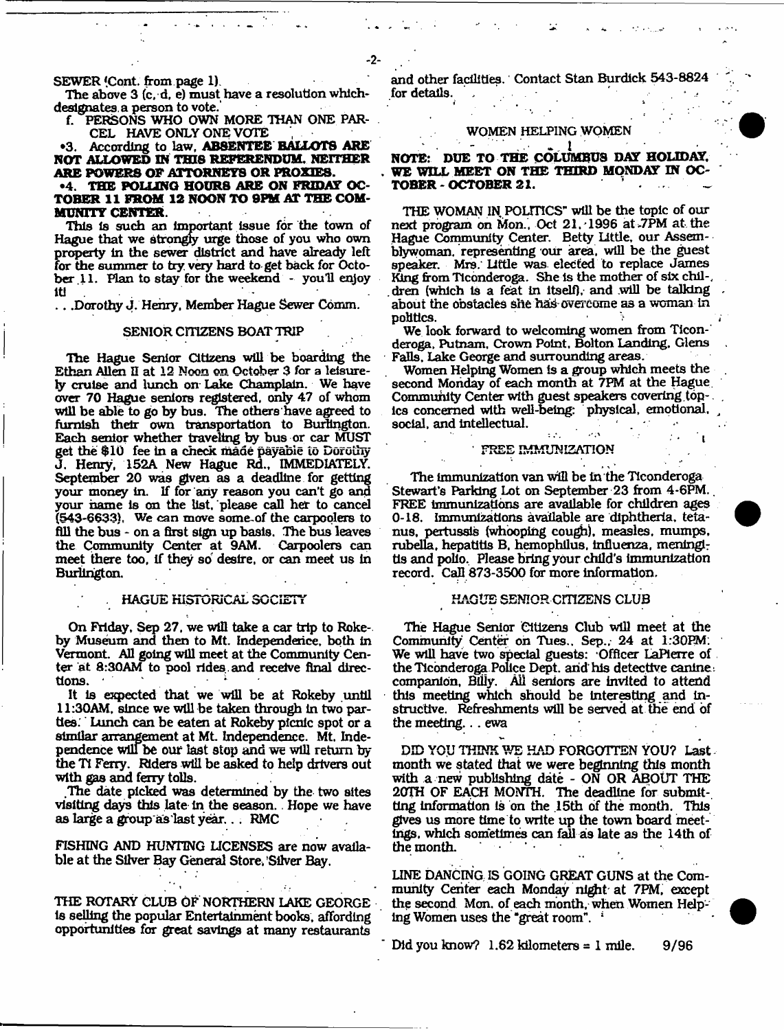SEWER (Cont. from page 1)

The above 3 (c, d, e) must have a resolution which designates a person to vote.

f. PERSONS WHO OWN MORE THAN ONE PARCEL HAVE ONLY ONE VOTE

•3. According to law, **ABSENTEE BALLOTS ARE NOT ALLOWED IN THIS REFERENDUM. NEITHER ARE POWERS OF ATTORNEYS OR PROXIES.**

•4. **THE POLLING HOURS ARE ON FRIDAY OCTOBER 11 FROM 12 NOON TO 9PM AT THE COMMUNITY CENTER.**

This is such an important issue for the town of Hague that we strongly urge those of you who own property in the sewer district and have already left for the summer to try very hard to get back for October 11. Plan to stay for the weekend - you'll enjoy it!

. . .Dorothy J. Henry, Member Hague Sewer Comm.

## SENIOR CITIZENS BOAT TRIP

The Hague Senior Citizens will be boarding the Ethan Allen II at 12 Noon on October 3 for a leisurely cruise and lunch on Lake Champlain. We have over 70 Hague seniors registered, only 47 of whom will be able to go by bus. The others have agreed to furnish their own transportation to Burlington. Each senior whether traveling by bus or car MUST get the $10 fee in a check made payable to Dorothy J. Henry, 152A New Hague Rd., IMMEDIATELY. September 20 was given as a deadline for getting your money in. If for any reason you can't go and your name is on the list, please call her to cancel (543-6633). We can move some of the carpoolers to fill the bus - on a first sign up basis. The bus leaves the Community Center at 9AM. Carpoolers can meet there too, if they so desire, or can meet us in Burlington.

## HAGUE HISTORICAL SOCIETY

On Friday, Sep 27, we will take a car trip to Rokeby Museum and then to Mt. Independence, both in Vermont. All going will meet at the Community Center at 8:30AM to pool rides and receive final directions.

It is expected that we will be at Rokeby until 11:30AM, since we will be taken through in two parties. Lunch can be eaten at Rokeby picnic spot or a similar arrangement at Mt. Independence. Mt. Independence will be our last stop and we will return by the Ti Ferry. Riders will be asked to help drivers out with gas and ferry tolls.

The date picked was determined by the two sites visiting days this late in the season. Hope we have as large a group as last year. . . RMC

FISHING AND HUNTING LICENSES are now available at the Silver Bay General Store, Silver Bay.

THE ROTARY CLUB OF NORTHERN LAKE GEORGE is selling the popular Entertainment books, affording opportunities for great savings at many restaurants and other facilities. Contact Stan Burdick 543-8824 for details.

## WOMEN HELPING WOMEN

**NOTE: DUE TO THE COLUMBUS DAY HOLIDAY, WE WILL MEET ON THE THIRD MONDAY IN OCTOBER - OCTOBER 21.**

THE WOMAN IN POLITICS" will be the topic of our next program on Mon., Oct 21, 1996 at 7PM at the Hague Community Center. Betty Little, our Assemblywoman, representing our area, will be the guest speaker. Mrs. Little was elected to replace James King from Ticonderoga. She is the mother of six children (which is a feat in itself), and will be talking about the obstacles she has overcome as a woman in politics.

We look forward to welcoming women from Ticonderoga, Putnam, Crown Point, Bolton Landing, Glens Falls, Lake George and surrounding areas.

Women Helping Women is a group which meets the second Monday of each month at 7PM at the Hague Community Center with guest speakers covering topics concerned with well-being: physical, emotional, social, and intellectual.

## FREE IMMUNIZATION

The immunization van will be in the Ticonderoga Stewart's Parking Lot on September 23 from 4-6PM. FREE immunizations are available for children ages 0-18. Immunizations available are diphtheria, tetanus, pertussis (whooping cough), measles, mumps, rubella, hepatitis B, hemophilus, influenza, meningitis and polio. Please bring your child's immunization record. Call 873-3500 for more information.

## HAGUE SENIOR CITIZENS CLUB

The Hague Senior Citizens Club will meet at the Community Center on Tues., Sep., 24 at 1:30PM. We will have two special guests: Officer LaPierre of the Ticonderoga Police Dept. and his detective canine companion, Billy. All seniors are invited to attend this meeting which should be interesting and instructive. Refreshments will be served at the end of the meeting. . . ewa

DID YOU THINK WE HAD FORGOTTEN YOU? Last month we stated that we were beginning this month with a new publishing date - ON OR ABOUT THE 20TH OF EACH MONTH. The deadline for submitting information is on the 15th of the month. This gives us more time to write up the town board meetings, which sometimes can fall as late as the 14th of the month.

LINE DANCING IS GOING GREAT GUNS at the Community Center each Monday night at 7PM, except the second Mon. of each month, when Women Helping Women uses the "great room".

Did you know? 1.62 kilometers = 1 mile. 9/96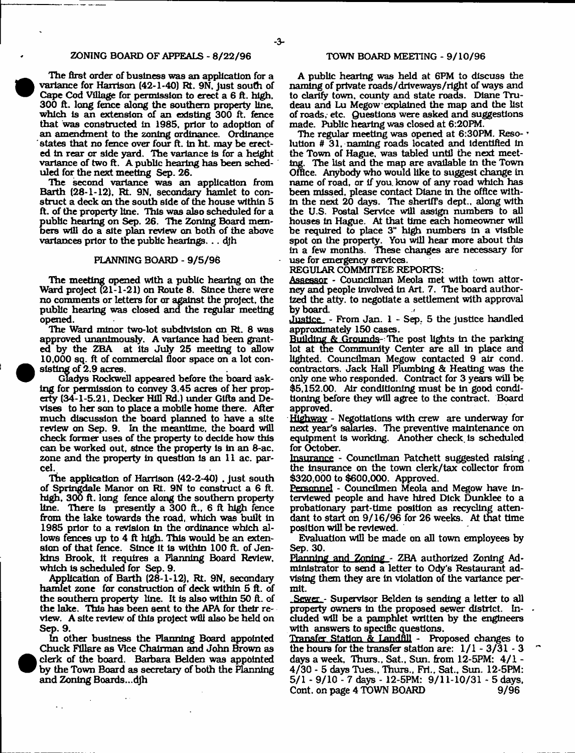## ZONING BOARD OF APPEALS - 8/22/96

The first order of business was an application for a variance for Harrison (42-1-40) Rt. 9N, just south of Cape Cod Village for permission to erect a 6 ft. high, 300 ft. long fence along the southern property line, which is an extension of an existing 300 ft. fence that was constructed in 1985, prior to adoption of an amendment to the zoning ordinance. Ordinance states that no fence over four ft. in ht. may be erected in rear or side yard. The variance is for a height variance of two ft. A public hearing has been scheduled for the next meeting Sep. 26.

The second variance was an application from Barth (28-1-12), Rt. 9N, secondary hamlet to construct a deck on the south side of the house within 5 ft. of the property line. This was also scheduled for a public hearing on Sep. 26. The Zoning Board members will do a site plan review on both of the above variances prior to the public hearings. . . djh

## PLANNING BOARD - 9/5/96

The meeting opened with a public hearing on the Ward project (21-1-21) on Route 8. Since there were no comments or letters for or against the project, the public hearing was closed and the regular meeting opened.

The Ward minor two-lot subdivision on Rt. 8 was approved unanimously. A variance had been granted by the ZBA at its July 25 meeting to allow 10,000 sq. ft of commercial floor space on a lot consisting of 2.9 acres.

Gladys Rockwell appeared before the board asking for permission to convey 3.45 acres of her property (34-1-5.21, Decker Hill Rd.) under Gifts and Devises to her son to place a mobile home there. After much discussion the board planned to have a site review on Sep. 9. In the meantime, the board will check former uses of the property to decide how this can be worked out, since the property is in an 8-ac. zone and the property in question is an 11 ac. parcel.

The application of Harrison (42-2-40) , just south of Springdale Manor on Rt. 9N to construct a 6 ft. high, 300 ft. long fence along the southern property line. There is presently a 300 ft., 6 ft high fence from the lake towards the road, which was built in 1985 prior to a revision in the ordinance which allows fences up to 4 ft high. This would be an extension of that fence. Since it is within 100 ft. of Jenkins Brook, it requires a Planning Board Review, which is scheduled for Sep. 9.

Application of Barth (28-1-12), Rt. 9N, secondary hamlet zone for construction of deck within 5 ft. of the southern property line. It is also within 50 ft. of the lake. This has been sent to the APA for their review. A site review of this project will also be held on Sep. 9.

In other business the Planning Board appointed Chuck Fillare as Vice Chairman and John Brown as clerk of the board. Barbara Belden was appointed by the Town Board as secretary of both the Planning and Zoning Boards...djh

## TOWN BOARD MEETING - 9/10/96

A public hearing was held at 6PM to discuss the naming of private roads/driveways/right of ways and to clarify town, county and state roads. Diane Trudeau and Lu Megow explained the map and the list of roads, etc. Questions were asked and suggestions made. Public hearing was closed at 6:20PM.

The regular meeting was opened at 6:30PM. Resolution # 31, naming roads located and identified in the Town of Hague, was tabled until the next meeting. The list and the map are available in the Town Office. Anybody who would like to suggest change in name of road, or if you know of any road which has been missed, please contact Diane in the office within the next 20 days. The sheriff's dept., along with the U.S. Postal Service will assign numbers to all houses in Hague. At that time each homeowner will be required to place 3" high numbers in a visible spot on the property. You will hear more about this in a few months. These changes are necessary for use for emergency services.

REGULAR COMMITTEE REPORTS:

Assessor - Councilman Meola met with town attorney and people involved in Art. 7. The board authorized the atty. to negotiate a settlement with approval by board.

Justice - From Jan. 1 - Sep. 5 the justice handled approximately 150 cases.

Building & Grounds - The post lights in the parking lot at the Community Center are all in place and lighted. Councilman Megow contacted 9 air cond. contractors. Jack Hall Plumbing & Heating was the only one who responded. Contract for 3 years will be $5,152.00. Air conditioning must be in good condition before they will agree to the contract. Board approved.

Highway - Negotiations with crew are underway for next year's salaries. The preventive maintenance on equipment is working. Another check is scheduled for October.

Insurance - Councilman Patchett suggested raising the insurance on the town clerk/tax collector from $320,000 to $600,000. Approved.

Personnel - Councilmen Meola and Megow have interviewed people and have hired Dick Dunklee to a probationary part-time position as recycling attendant to start on 9/16/96 for 26 weeks. At that time position will be reviewed.

Evaluation will be made on all town employees by Sep. 30.

Planning and Zoning - ZBA authorized Zoning Administrator to send a letter to Ody's Restaurant advising them they are in violation of the variance permit.

Sewer - Supervisor Belden is sending a letter to all property owners in the proposed sewer district. Included will be a pamphlet written by the engineers with answers to specific questions.

Transfer Station & Landfill - Proposed changes to the hours for the transfer station are: 1/1 - 3/31 - 3 days a week, Thurs., Sat., Sun. from 12-5PM: 4/1 - 4/30 - 5 days Tues., Thurs., Fri., Sat., Sun. 12-5PM: 5/1 - 9/10 - 7 days - 12-5PM: 9/11-10/31 - 5 days,

Cont. on page 4 TOWN BOARD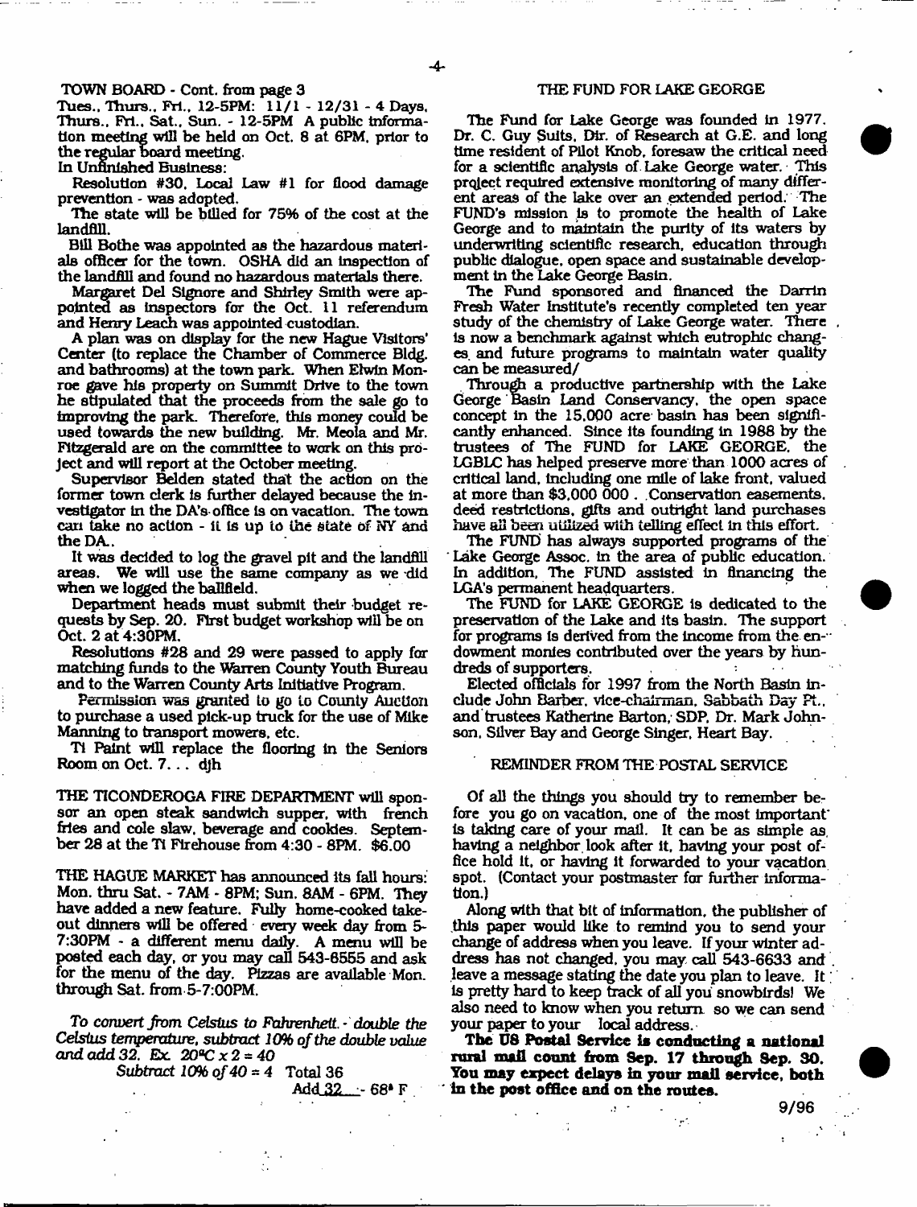TOWN BOARD - Cont. from page 3

Tues., Thurs., Fri., 12-5PM: 11/1 - 12/31 - 4 Days. Thurs., Fri., Sat., Sun. - 12-5PM A public information meeting will be held on Oct. 8 at 6PM, prior to the regular board meeting.

In Unfinished Business:

Resolution #30, Local Law #1 for flood damage prevention - was adopted.

The state will be billed for 75% of the cost at the landfill.

Bill Bothe was appointed as the hazardous materials officer for the town. OSHA did an inspection of the landfill and found no hazardous materials there.

Margaret Del Signore and Shirley Smith were appointed as inspectors for the Oct. 11 referendum and Henry Leach was appointed custodian.

A plan was on display for the new Hague Visitors' Center (to replace the Chamber of Commerce Bldg. and bathrooms) at the town park. When Elwin Monroe gave his property on Summit Drive to the town he stipulated that the proceeds from the sale go to improving the park. Therefore, this money could be used towards the new building. Mr. Meola and Mr. Fitzgerald are on the committee to work on this project and will report at the October meeting.

Supervisor Belden stated that the action on the former town clerk is further delayed because the investigator in the DA's office is on vacation. The town can take no action - it is up to the state of NY and the DA.

It was decided to log the gravel pit and the landfill areas. We will use the same company as we did when we logged the ballfield.

Department heads must submit their budget requests by Sep. 20. First budget workshop will be on Oct. 2 at 4:30PM.

Resolutions #28 and 29 were passed to apply for matching funds to the Warren County Youth Bureau and to the Warren County Arts Initiative Program.

Permission was granted to go to County Auction to purchase a used pick-up truck for the use of Mike Manning to transport mowers, etc.

Ti Paint will replace the flooring in the Seniors Room on Oct. 7. . . djh

THE TICONDEROGA FIRE DEPARTMENT will sponsor an open steak sandwich supper, with french fries and cole slaw, beverage and cookies. September 28 at the Ti Firehouse from 4:30 - 8PM. $6.00

THE HAGUE MARKET has announced its fall hours: Mon. thru Sat. - 7AM - 8PM; Sun. 8AM - 6PM. They have added a new feature. Fully home-cooked take-out dinners will be offered every week day from 5-7:30PM - a different menu daily. A menu will be posted each day, or you may call 543-6555 and ask for the menu of the day. Pizzas are available Mon. through Sat. from 5-7:00PM.

*To convert from Celsius to Fahrenheit - double the Celsius temperature, subtract 10% of the double value and add 32. Ex. 20°C x 2 = 40*

*Subtract 10% of 40 = 4* Total 36

Add 32 - 68° F

## THE FUND FOR LAKE GEORGE

The Fund for Lake George was founded in 1977. Dr. C. Guy Suits, Dir. of Research at G.E. and long time resident of Pilot Knob, foresaw the critical need for a scientific analysis of Lake George water. This project required extensive monitoring of many different areas of the lake over an extended period. The FUND's mission is to promote the health of Lake George and to maintain the purity of its waters by underwriting scientific research, education through public dialogue, open space and sustainable development in the Lake George Basin.

The Fund sponsored and financed the Darrin Fresh Water Institute's recently completed ten year study of the chemistry of Lake George water. There is now a benchmark against which eutrophic changes and future programs to maintain water quality can be measured/

Through a productive partnership with the Lake George Basin Land Conservancy, the open space concept in the 15,000 acre basin has been significantly enhanced. Since its founding in 1988 by the trustees of The FUND for LAKE GEORGE, the LGBLC has helped preserve more than 1000 acres of critical land, including one mile of lake front, valued at more than $3,000 000 . Conservation easements, deed restrictions, gifts and outright land purchases have all been utilized with telling effect in this effort.

The FUND has always supported programs of the Lake George Assoc. in the area of public education. In addition, The FUND assisted in financing the LGA's permanent headquarters.

The FUND for LAKE GEORGE is dedicated to the preservation of the Lake and its basin. The support for programs is derived from the income from the endowment monies contributed over the years by hundreds of supporters.

Elected officials for 1997 from the North Basin include John Barber, vice-chairman, Sabbath Day Pt., and trustees Katherine Barton, SDP, Dr. Mark Johnson, Silver Bay and George Singer, Heart Bay.

## REMINDER FROM THE POSTAL SERVICE

Of all the things you should try to remember before you go on vacation, one of the most important is taking care of your mail. It can be as simple as having a neighbor look after it, having your post office hold it, or having it forwarded to your vacation spot. (Contact your postmaster for further information.)

Along with that bit of information, the publisher of this paper would like to remind you to send your change of address when you leave. If your winter address has not changed, you may call 543-6633 and leave a message stating the date you plan to leave. It is pretty hard to keep track of all you snowbirds! We also need to know when you return so we can send your paper to your local address.

**The US Postal Service is conducting a national rural mail count from Sep. 17 through Sep. 30. You may expect delays in your mail service, both in the post office and on the routes.**

9/96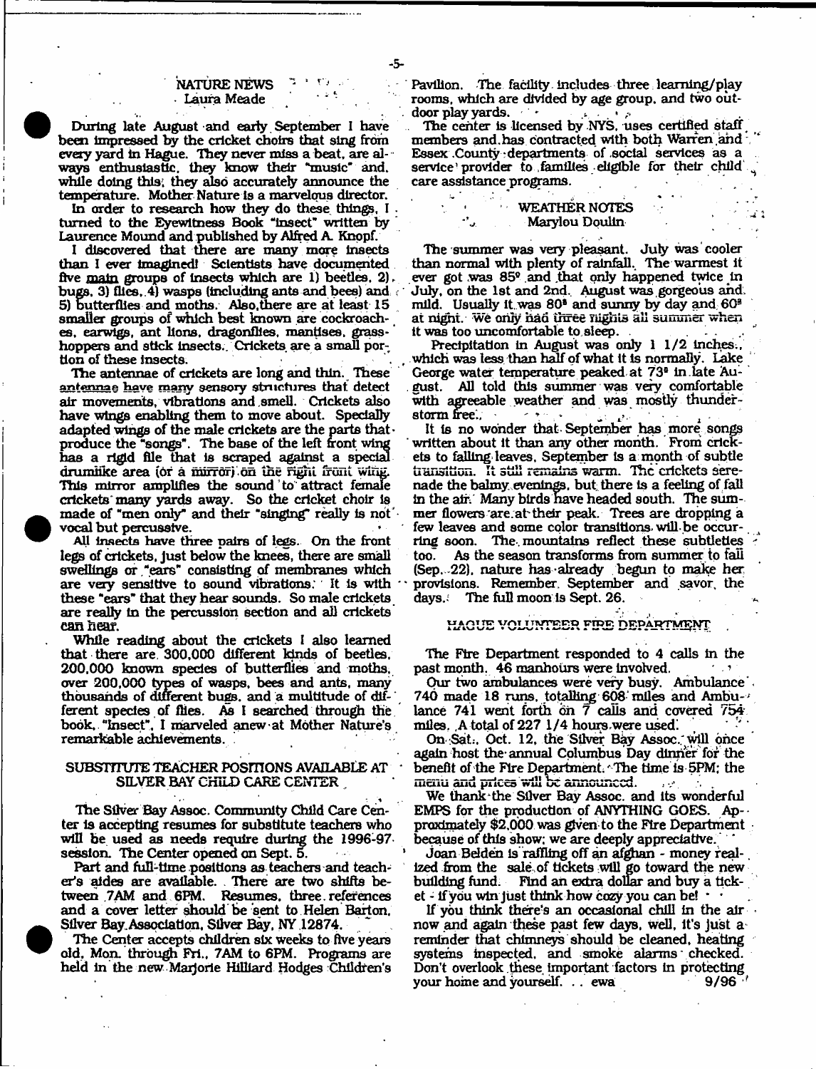## NATURE NEWS
Laura Meade

During late August and early September I have been impressed by the cricket choirs that sing from every yard in Hague. They never miss a beat, are always enthusiastic, they know their "music" and, while doing this, they also accurately announce the temperature. Mother Nature is a marvelous director.

In order to research how they do these things, I turned to the Eyewitness Book "Insect" written by Laurence Mound and published by Alfred A. Knopf.

I discovered that there are many more insects than I ever imagined! Scientists have documented five main groups of insects which are 1) beetles, 2) bugs, 3) flies, 4) wasps (including ants and bees) and 5) butterflies and moths. Also, there are at least 15 smaller groups of which best known are cockroaches, earwigs, ant lions, dragonflies, mantises, grasshoppers and stick insects. Crickets are a small portion of these insects.

The antennae of crickets are long and thin. These antennae have many sensory structures that detect air movements, vibrations and smell. Crickets also have wings enabling them to move about. Specially adapted wings of the male crickets are the parts that produce the "songs". The base of the left front wing has a rigid file that is scraped against a special drumlike area (or a mirror) on the right front wing. This mirror amplifies the sound to attract female crickets many yards away. So the cricket choir is made of "men only" and their "singing" really is not vocal but percussive.

All insects have three pairs of legs. On the front legs of crickets, just below the knees, there are small swellings or "ears" consisting of membranes which are very sensitive to sound vibrations. It is with these "ears" that they hear sounds. So male crickets are really in the percussion section and all crickets can hear.

While reading about the crickets I also learned that there are 300,000 different kinds of beetles, 200,000 known species of butterflies and moths, over 200,000 types of wasps, bees and ants, many thousands of different bugs, and a multitude of different species of flies. As I searched through the book, "Insect", I marveled anew at Mother Nature's remarkable achievements.

## SUBSTITUTE TEACHER POSITIONS AVAILABLE AT SILVER BAY CHILD CARE CENTER

The Silver Bay Assoc. Community Child Care Center is accepting resumes for substitute teachers who will be used as needs require during the 1996-97 session. The Center opened on Sept. 5.

Part and full-time positions as teachers and teacher's aides are available. There are two shifts between 7AM and 6PM. Resumes, three references and a cover letter should be sent to Helen Barton, Silver Bay Association, Silver Bay, NY 12874.

The Center accepts children six weeks to five years old, Mon. through Fri., 7AM to 6PM. Programs are held in the new Marjorie Hilliard Hodges Children's Pavilion. The facility includes three learning/play rooms, which are divided by age group, and two outdoor play yards.

The center is licensed by NYS, uses certified staff members and has contracted with both Warren and Essex County departments of social services as a service provider to families eligible for their child care assistance programs.

## WEATHER NOTES
Marylou Doulin

The summer was very pleasant. July was cooler than normal with plenty of rainfall. The warmest it ever got was 85° and that only happened twice in July, on the 1st and 2nd. August was gorgeous and mild. Usually it was 80° and sunny by day and 60° at night. We only had three nights all summer when it was too uncomfortable to sleep.

Precipitation in August was only 1 1/2 inches, which was less than half of what it is normally. Lake George water temperature peaked at 73° in late August. All told this summer was very comfortable with agreeable weather and was mostly thunderstorm free.

It is no wonder that September has more songs written about it than any other month. From crickets to falling leaves, September is a month of subtle transition. It still remains warm. The crickets serenade the balmy evenings, but there is a feeling of fall in the air. Many birds have headed south. The summer flowers are at their peak. Trees are dropping a few leaves and some color transitions will be occurring soon. The mountains reflect these subtleties too. As the season transforms from summer to fall (Sep. 22), nature has already begun to make her provisions. Remember September and savor the days. The full moon is Sept. 26.

## HAGUE VOLUNTEER FIRE DEPARTMENT

The Fire Department responded to 4 calls in the past month. 46 manhours were involved.

Our two ambulances were very busy. Ambulance 740 made 18 runs, totalling 608 miles and Ambulance 741 went forth on 7 calls and covered 754 miles. A total of 227 1/4 hours were used.

On Sat., Oct. 12, the Silver Bay Assoc. will once again host the annual Columbus Day dinner for the benefit of the Fire Department. The time is 5PM; the menu and prices will be announced.

We thank the Silver Bay Assoc. and its wonderful EMPS for the production of ANYTHING GOES. Approximately $2,000 was given to the Fire Department because of this show; we are deeply appreciative.

Joan Belden is raffling off an afghan - money realized from the sale of tickets will go toward the new building fund. Find an extra dollar and buy a ticket - if you win just think how cozy you can be!

If you think there's an occasional chill in the air now and again these past few days, well, it's just a reminder that chimneys should be cleaned, heating systems inspected, and smoke alarms checked. Don't overlook these important factors in protecting your home and yourself. . . ewa 9/96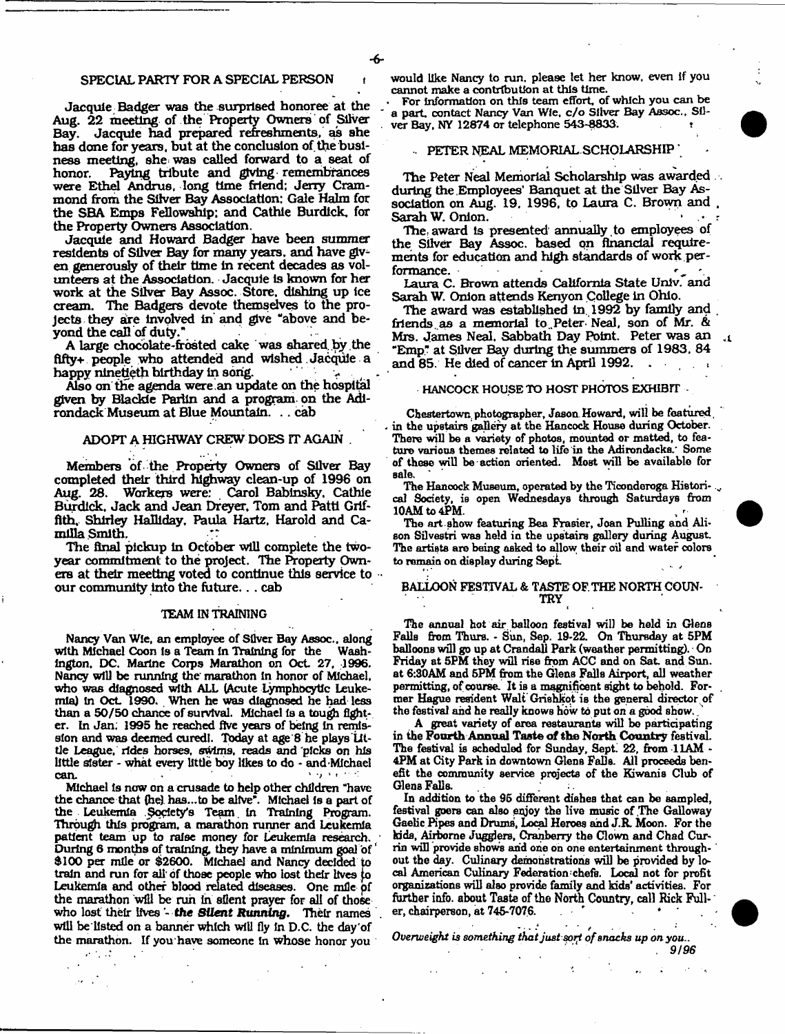## SPECIAL PARTY FOR A SPECIAL PERSON

Jacquie Badger was the surprised honoree at the Aug. 22 meeting of the Property Owners of Silver Bay. Jacquie had prepared refreshments, as she has done for years, but at the conclusion of the business meeting, she was called forward to a seat of honor. Paying tribute and giving remembrances were Ethel Andrus, long time friend; Jerry Crammond from the Silver Bay Association; Gale Halm for the SBA Emps Fellowship; and Cathie Burdick, for the Property Owners Association.

Jacquie and Howard Badger have been summer residents of Silver Bay for many years, and have given generously of their time in recent decades as volunteers at the Association. Jacquie is known for her work at the Silver Bay Assoc. Store, dishing up ice cream. The Badgers devote themselves to the projects they are involved in and give "above and beyond the call of duty."

A large chocolate-frosted cake was shared by the fifty+ people who attended and wished Jacquie a happy ninetieth birthday in song.

Also on the agenda were an update on the hospital given by Blackie Parlin and a program on the Adirondack Museum at Blue Mountain. . . cab

## ADOPT A HIGHWAY CREW DOES IT AGAIN

Members of the Property Owners of Silver Bay completed their third highway clean-up of 1996 on Aug. 28. Workers were: Carol Babinsky, Cathie Burdick, Jack and Jean Dreyer, Tom and Patti Griffith, Shirley Halliday, Paula Hartz, Harold and Camilla Smith.

The final pickup in October will complete the two-year commitment to the project. The Property Owners at their meeting voted to continue this service to our community into the future. . . cab

## TEAM IN TRAINING

Nancy Van Wie, an employee of Silver Bay Assoc., along with Michael Coon is a Team in Training for the Washington, DC. Marine Corps Marathon on Oct. 27, 1996. Nancy will be running the marathon in honor of Michael, who was diagnosed with ALL (Acute Lymphocytic Leukemia) in Oct. 1990. When he was diagnosed he had less than a 50/50 chance of survival. Michael is a tough fighter. In Jan. 1995 he reached five years of being in remission and was deemed cured!. Today at age 8 he plays Little League, rides horses, swims, reads and picks on his little sister - what every little boy likes to do - and Michael can.

Michael is now on a crusade to help other children "have the chance that (he) has...to be alive". Michael is a part of the Leukemia Society's Team in Training Program. Through this program, a marathon runner and Leukemia patient team up to raise money for Leukemia research. During 6 months of training, they have a minimum goal of $100 per mile or $2600. Michael and Nancy decided to train and run for all of those people who lost their lives to Leukemia and other blood related diseases. One mile of the marathon will be run in silent prayer for all of those who lost their lives - ***the Silent Running.*** Their names will be listed on a banner which will fly in D.C. the day of the marathon. If you have someone in whose honor you would like Nancy to run, please let her know, even if you cannot make a contribution at this time.

For information on this team effort, of which you can be a part, contact Nancy Van Wie, c/o Silver Bay Assoc., Silver Bay, NY 12874 or telephone 543-8833.

## PETER NEAL MEMORIAL SCHOLARSHIP

The Peter Neal Memorial Scholarship was awarded during the Employees' Banquet at the Silver Bay Association on Aug. 19, 1996, to Laura C. Brown and Sarah W. Onion.

The award is presented annually to employees of the Silver Bay Assoc. based on financial requirements for education and high standards of work performance.

Laura C. Brown attends California State Univ. and Sarah W. Onion attends Kenyon College in Ohio.

The award was established in 1992 by family and friends as a memorial to Peter Neal, son of Mr. & Mrs. James Neal, Sabbath Day Point. Peter was an "Emp" at Silver Bay during the summers of 1983, 84 and 85. He died of cancer in April 1992.

## HANCOCK HOUSE TO HOST PHOTOS EXHIBIT

Chestertown photographer, Jason Howard, will be featured in the upstairs gallery at the Hancock House during October. There will be a variety of photos, mounted or matted, to feature various themes related to life in the Adirondacks. Some of these will be action oriented. Most will be available for sale.

The Hancock Museum, operated by the Ticonderoga Historical Society, is open Wednesdays through Saturdays from 10AM to 4PM.

The art show featuring Bea Frasier, Joan Pulling and Alison Silvestri was held in the upstairs gallery during August. The artists are being asked to allow their oil and water colors to remain on display during Sept.

## BALLOON FESTIVAL & TASTE OF THE NORTH COUNTRY

The annual hot air balloon festival will be held in Glens Falls from Thurs. - Sun, Sep. 19-22. On Thursday at 5PM balloons will go up at Crandall Park (weather permitting). On Friday at 5PM they will rise from ACC and on Sat. and Sun. at 6:30AM and 5PM from the Glens Falls Airport, all weather permitting, of course. It is a magnificent sight to behold. Former Hague resident Walt Grishkot is the general director of the festival and he really knows how to put on a good show.

A great variety of area restaurants will be participating in the **Fourth Annual Taste of the North Country** festival. The festival is scheduled for Sunday, Sept. 22, from 11AM - 4PM at City Park in downtown Glens Falls. All proceeds benefit the community service projects of the Kiwanis Club of Glens Falls.

In addition to the 95 different dishes that can be sampled, festival goers can also enjoy the live music of The Galloway Gaelic Pipes and Drums, Local Heroes and J.R. Moon. For the kids, Airborne Jugglers, Cranberry the Clown and Chad Currin will provide shows and one on one entertainment throughout the day. Culinary demonstrations will be provided by local American Culinary Federation chefs. Local not for profit organizations will also provide family and kids' activities. For further info. about Taste of the North Country, call Rick Fuller, chairperson, at 745-7076.

*Overweight is something that just sort of snacks up on you..*

*9/96*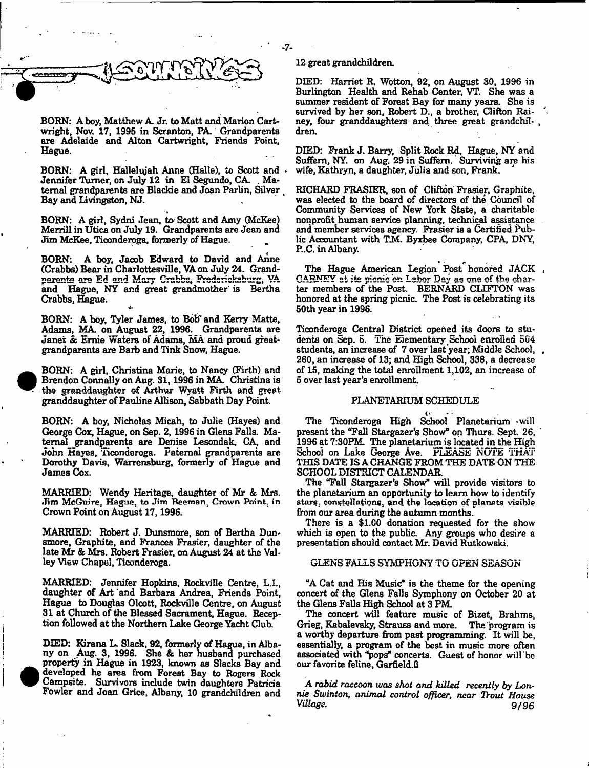# SOUNDINGS

BORN: A boy, Matthew A. Jr. to Matt and Marion Cartwright, Nov. 17, 1995 in Scranton, PA. Grandparents are Adelaide and Alton Cartwright, Friends Point, Hague.

BORN: A girl, Hallelujah Anne (Halle), to Scott and Jennifer Turner, on July 12 in El Segundo, CA. Maternal grandparents are Blackie and Joan Parlin, Silver Bay and Livingston, NJ.

BORN: A girl, Sydni Jean, to Scott and Amy (McKee) Merrill in Utica on July 19. Grandparents are Jean and Jim McKee, Ticonderoga, formerly of Hague.

BORN: A boy, Jacob Edward to David and Anne (Crabbs) Bear in Charlottesville, VA on July 24. Grandparents are Ed and Mary Crabbs, Fredericksburg, VA and Hague, NY and great grandmother is Bertha Crabbs, Hague.

BORN: A boy, Tyler James, to Bob and Kerry Matte, Adams, MA. on August 22, 1996. Grandparents are Janet & Ernie Waters of Adams, MA and proud great-grandparents are Barb and Tink Snow, Hague.

BORN: A girl, Christina Marie, to Nancy (Firth) and Brendon Connally on Aug. 31, 1996 in MA. Christina is the granddaughter of Arthur Wyatt Firth and great granddaughter of Pauline Allison, Sabbath Day Point.

BORN: A boy, Nicholas Micah, to Julie (Hayes) and George Cox, Hague, on Sep. 2, 1996 in Glens Falls. Maternal grandparents are Denise Lesondak, CA, and John Hayes, Ticonderoga. Paternal grandparents are Dorothy Davis, Warrensburg, formerly of Hague and James Cox.

MARRIED: Wendy Heritage, daughter of Mr & Mrs. Jim McGuire, Hague, to Jim Beeman, Crown Point, in Crown Point on August 17, 1996.

MARRIED: Robert J. Dunsmore, son of Bertha Dunsmore, Graphite, and Frances Frasier, daughter of the late Mr & Mrs. Robert Frasier, on August 24 at the Valley View Chapel, Ticonderoga.

MARRIED: Jennifer Hopkins, Rockville Centre, L.I., daughter of Art and Barbara Andrea, Friends Point, Hague to Douglas Olcott, Rockville Centre, on August 31 at Church of the Blessed Sacrament, Hague. Reception followed at the Northern Lake George Yacht Club.

DIED: Kirana L. Slack, 92, formerly of Hague, in Albany on Aug. 3, 1996. She & her husband purchased property in Hague in 1923, known as Slacks Bay and developed he area from Forest Bay to Rogers Rock Campsite. Survivors include twin daughters Patricia Fowler and Joan Grice, Albany, 10 grandchildren and 12 great grandchildren.

DIED: Harriet R. Wotton, 92, on August 30, 1996 in Burlington Health and Rehab Center, VT. She was a summer resident of Forest Bay for many years. She is survived by her son, Robert D., a brother, Clifton Rainey, four granddaughters and three great grandchildren.

DIED: Frank J. Barry, Split Rock Rd, Hague, NY and Suffern, NY. on Aug. 29 in Suffern. Surviving are his wife, Kathryn, a daughter, Julia and son, Frank.

RICHARD FRASIER, son of Clifton Frasier, Graphite, was elected to the board of directors of the Council of Community Services of New York State, a charitable nonprofit human service planning, technical assistance and member services agency. Frasier is a Certified Public Accountant with T.M. Byxbee Company, CPA, DNY, P.C. in Albany.

The Hague American Legion Post honored JACK CARNEY at its picnic on Labor Day as one of the charter members of the Post. BERNARD CLIFTON was honored at the spring picnic. The Post is celebrating its 50th year in 1996.

Ticonderoga Central District opened its doors to students on Sep. 5. The Elementary School enrolled 504 students, an increase of 7 over last year; Middle School, 260, an increase of 13; and High School, 338, a decrease of 15, making the total enrollment 1,102, an increase of 5 over last year's enrollment.

## PLANETARIUM SCHEDULE

The Ticonderoga High School Planetarium will present the "Fall Stargazer's Show" on Thurs. Sept. 26, 1996 at 7:30PM. The planetarium is located in the High School on Lake George Ave. PLEASE NOTE THAT THIS DATE IS A CHANGE FROM THE DATE ON THE SCHOOL DISTRICT CALENDAR.

The "Fall Stargazer's Show" will provide visitors to the planetarium an opportunity to learn how to identify stars, constellations, and the location of planets visible from our area during the autumn months.

There is a $1.00 donation requested for the show which is open to the public. Any groups who desire a presentation should contact Mr. David Rutkowski.

## GLENS FALLS SYMPHONY TO OPEN SEASON

"A Cat and His Music" is the theme for the opening concert of the Glens Falls Symphony on October 20 at the Glens Falls High School at 3 PM.

The concert will feature music of Bizet, Brahms, Grieg, Kabalevsky, Strauss and more. The program is a worthy departure from past programming. It will be, essentially, a program of the best in music more often associated with "pops" concerts. Guest of honor will be our favorite feline, Garfield.ß

*A rabid raccoon was shot and killed recently by Lonnie Swinton, animal control officer, near Trout House Village.* 9/96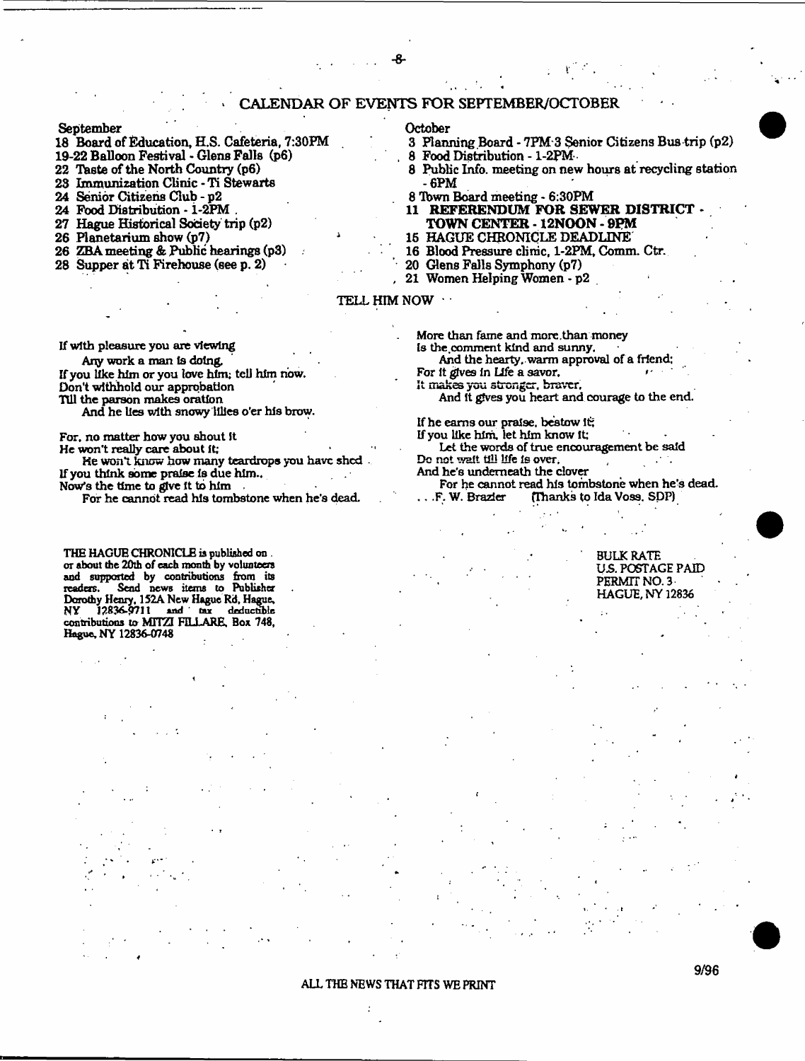## CALENDAR OF EVENTS FOR SEPTEMBER/OCTOBER

**September**

18 Board of Education, H.S. Cafeteria, 7:30PM
19-22 Balloon Festival - Glens Falls (p6)
22 Taste of the North Country (p6)
23 Immunization Clinic - Ti Stewarts
24 Senior Citizens Club - p2
24 Food Distribution - 1-2PM
27 Hague Historical Society trip (p2)
26 Planetarium show (p7)
26 ZBA meeting & Public hearings (p3)
28 Supper at Ti Firehouse (see p. 2)

**October**

3 Planning Board - 7PM 3 Senior Citizens Bus trip (p2)
8 Food Distribution - 1-2PM
8 Public Info. meeting on new hours at recycling station - 6PM
8 Town Board meeting - 6:30PM
11 **REFERENDUM FOR SEWER DISTRICT - TOWN CENTER - 12NOON - 9PM**
15 HAGUE CHRONICLE DEADLINE
16 Blood Pressure clinic, 1-2PM, Comm. Ctr.
20 Glens Falls Symphony (p7)
21 Women Helping Women - p2

## TELL HIM NOW

If with pleasure you are viewing
Any work a man is doing,
If you like him or you love him; tell him now.
Don't withhold our approbation
Till the parson makes oration
And he lies with snowy lilies o'er his brow.

For, no matter how you shout it
He won't really care about it;
He won't know how many teardrops you have shed.
If you think some praise is due him.,
Now's the time to give it to him
For he cannot read his tombstone when he's dead.

More than fame and more than money
Is the comment kind and sunny,
And the hearty, warm approval of a friend;
For it gives in Life a savor,
It makes you stronger, braver,
And it gives you heart and courage to the end.

If he earns our praise, bestow it;
If you like him, let him know it;
Let the words of true encouragement be said
Do not wait till life is over,
And he's underneath the clover
For he cannot read his tombstone when he's dead.

. . .F. W. Brazier (Thanks to Ida Voss. SDP)

THE HAGUE CHRONICLE is published on or about the 20th of each month by volunteers and supported by contributions from its readers. Send news items to Publisher Dorothy Henry, 152A New Hague Rd, Hague, NY 12836-9711 and tax deductible contributions to MITZI FILLARE, Box 748, Hague, NY 12836-0748

BULK RATE
U.S. POSTAGE PAID
PERMIT NO. 3
HAGUE, NY 12836

9/96

ALL THE NEWS THAT FITS WE PRINT